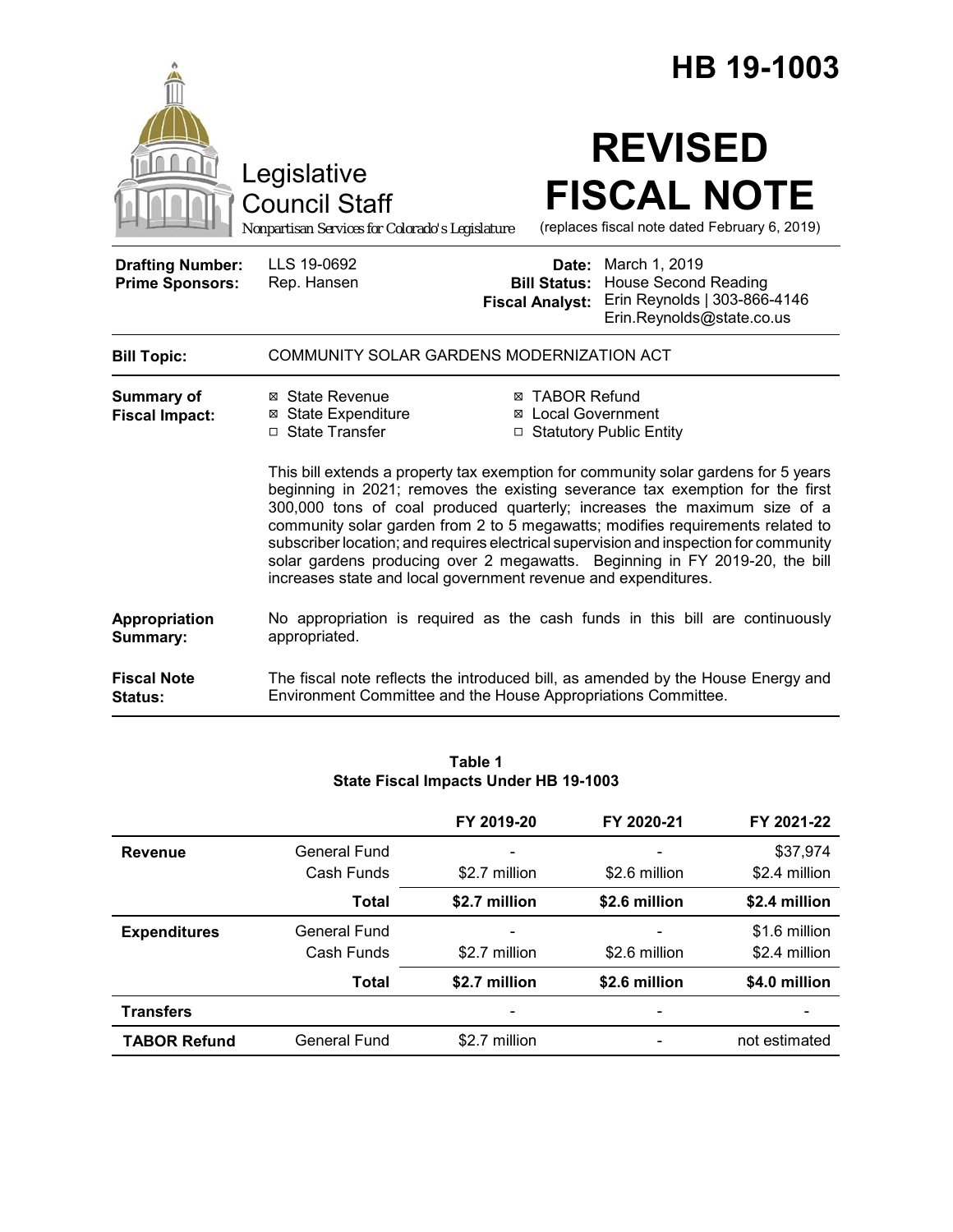# HB 19-1003

Legislative Council Staff

*Nonpartisan Services for Colorado's Legislature*

# REVISED FISCAL NOTE

(replaces fiscal note dated February 6, 2019)

| | | | |
|---|---|---|---|
| **Drafting Number:** | LLS 19-0692 | **Date:** | March 1, 2019 |
| **Prime Sponsors:** | Rep. Hansen | **Bill Status:** | House Second Reading |
| | | **Fiscal Analyst:** | Erin Reynolds \| 303-866-4146 Erin.Reynolds@state.co.us |

**Bill Topic:** COMMUNITY SOLAR GARDENS MODERNIZATION ACT

**Summary of Fiscal Impact:**

- ☒ State Revenue
- ☒ State Expenditure
- ☐ State Transfer
- ☒ TABOR Refund
- ☒ Local Government
- ☐ Statutory Public Entity

This bill extends a property tax exemption for community solar gardens for 5 years beginning in 2021; removes the existing severance tax exemption for the first 300,000 tons of coal produced quarterly; increases the maximum size of a community solar garden from 2 to 5 megawatts; modifies requirements related to subscriber location; and requires electrical supervision and inspection for community solar gardens producing over 2 megawatts. Beginning in FY 2019-20, the bill increases state and local government revenue and expenditures.

**Appropriation Summary:** No appropriation is required as the cash funds in this bill are continuously appropriated.

**Fiscal Note Status:** The fiscal note reflects the introduced bill, as amended by the House Energy and Environment Committee and the House Appropriations Committee.

**Table 1**
**State Fiscal Impacts Under HB 19-1003**

| | | FY 2019-20 | FY 2020-21 | FY 2021-22 |
|---|---|---|---|---|
| **Revenue** | General Fund | - | - | $37,974 |
| | Cash Funds | $2.7 million | $2.6 million | $2.4 million |
| | **Total** | **$2.7 million** | **$2.6 million** | **$2.4 million** |
| **Expenditures** | General Fund | - | - | $1.6 million |
| | Cash Funds | $2.7 million | $2.6 million | $2.4 million |
| | **Total** | **$2.7 million** | **$2.6 million** | **$4.0 million** |
| **Transfers** | | - | - | - |
| **TABOR Refund** | General Fund | $2.7 million | - | not estimated |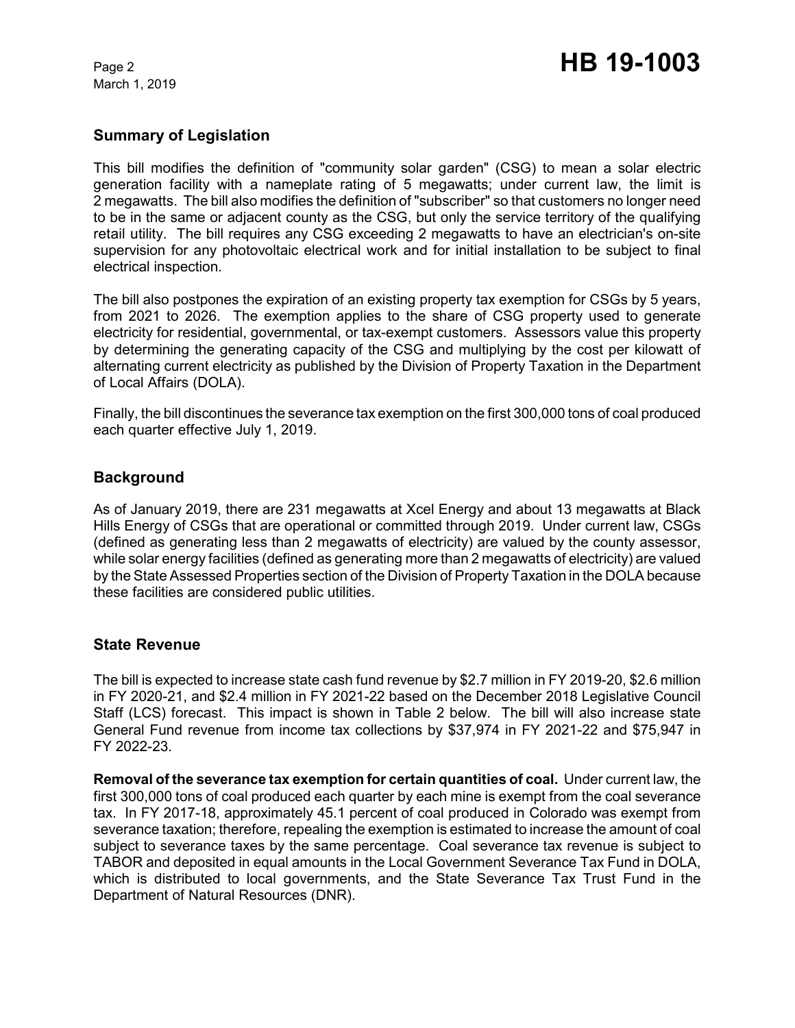## Summary of Legislation

This bill modifies the definition of "community solar garden" (CSG) to mean a solar electric generation facility with a nameplate rating of 5 megawatts; under current law, the limit is 2 megawatts. The bill also modifies the definition of "subscriber" so that customers no longer need to be in the same or adjacent county as the CSG, but only the service territory of the qualifying retail utility. The bill requires any CSG exceeding 2 megawatts to have an electrician's on-site supervision for any photovoltaic electrical work and for initial installation to be subject to final electrical inspection.

The bill also postpones the expiration of an existing property tax exemption for CSGs by 5 years, from 2021 to 2026. The exemption applies to the share of CSG property used to generate electricity for residential, governmental, or tax-exempt customers. Assessors value this property by determining the generating capacity of the CSG and multiplying by the cost per kilowatt of alternating current electricity as published by the Division of Property Taxation in the Department of Local Affairs (DOLA).

Finally, the bill discontinues the severance tax exemption on the first 300,000 tons of coal produced each quarter effective July 1, 2019.

## Background

As of January 2019, there are 231 megawatts at Xcel Energy and about 13 megawatts at Black Hills Energy of CSGs that are operational or committed through 2019. Under current law, CSGs (defined as generating less than 2 megawatts of electricity) are valued by the county assessor, while solar energy facilities (defined as generating more than 2 megawatts of electricity) are valued by the State Assessed Properties section of the Division of Property Taxation in the DOLA because these facilities are considered public utilities.

## State Revenue

The bill is expected to increase state cash fund revenue by $2.7 million in FY 2019-20, $2.6 million in FY 2020-21, and $2.4 million in FY 2021-22 based on the December 2018 Legislative Council Staff (LCS) forecast. This impact is shown in Table 2 below. The bill will also increase state General Fund revenue from income tax collections by $37,974 in FY 2021-22 and $75,947 in FY 2022-23.

**Removal of the severance tax exemption for certain quantities of coal.** Under current law, the first 300,000 tons of coal produced each quarter by each mine is exempt from the coal severance tax. In FY 2017-18, approximately 45.1 percent of coal produced in Colorado was exempt from severance taxation; therefore, repealing the exemption is estimated to increase the amount of coal subject to severance taxes by the same percentage. Coal severance tax revenue is subject to TABOR and deposited in equal amounts in the Local Government Severance Tax Fund in DOLA, which is distributed to local governments, and the State Severance Tax Trust Fund in the Department of Natural Resources (DNR).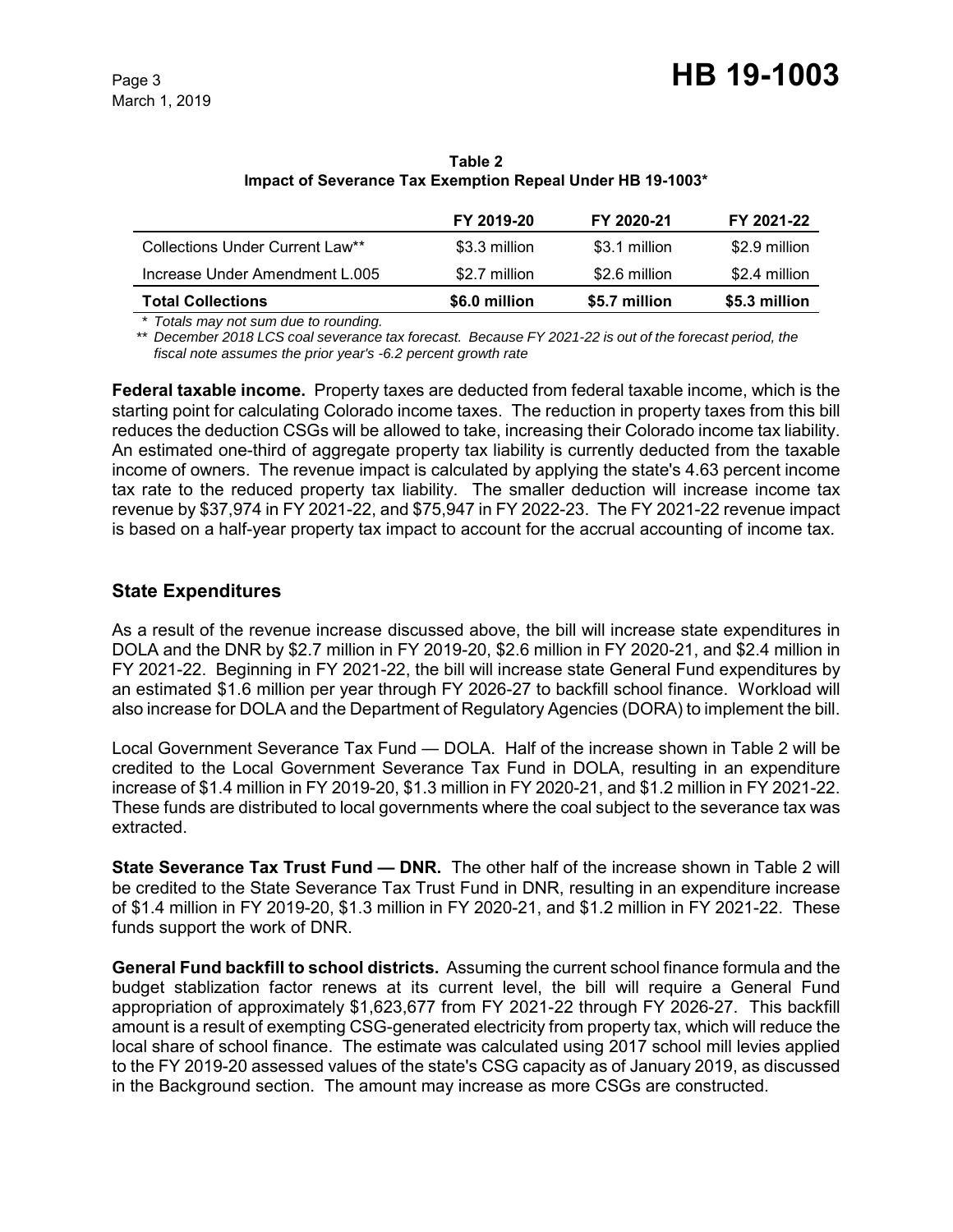**Table 2**
**Impact of Severance Tax Exemption Repeal Under HB 19-1003***

| | FY 2019-20 | FY 2020-21 | FY 2021-22 |
|---|---|---|---|
| Collections Under Current Law** | $3.3 million | $3.1 million | $2.9 million |
| Increase Under Amendment L.005 | $2.7 million | $2.6 million | $2.4 million |
| **Total Collections** | **$6.0 million** | **$5.7 million** | **$5.3 million** |

*\* Totals may not sum due to rounding.*
*\*\* December 2018 LCS coal severance tax forecast. Because FY 2021-22 is out of the forecast period, the fiscal note assumes the prior year's -6.2 percent growth rate*

**Federal taxable income.** Property taxes are deducted from federal taxable income, which is the starting point for calculating Colorado income taxes. The reduction in property taxes from this bill reduces the deduction CSGs will be allowed to take, increasing their Colorado income tax liability. An estimated one-third of aggregate property tax liability is currently deducted from the taxable income of owners. The revenue impact is calculated by applying the state's 4.63 percent income tax rate to the reduced property tax liability. The smaller deduction will increase income tax revenue by $37,974 in FY 2021-22, and $75,947 in FY 2022-23. The FY 2021-22 revenue impact is based on a half-year property tax impact to account for the accrual accounting of income tax.

## State Expenditures

As a result of the revenue increase discussed above, the bill will increase state expenditures in DOLA and the DNR by $2.7 million in FY 2019-20, $2.6 million in FY 2020-21, and $2.4 million in FY 2021-22. Beginning in FY 2021-22, the bill will increase state General Fund expenditures by an estimated $1.6 million per year through FY 2026-27 to backfill school finance. Workload will also increase for DOLA and the Department of Regulatory Agencies (DORA) to implement the bill.

Local Government Severance Tax Fund — DOLA. Half of the increase shown in Table 2 will be credited to the Local Government Severance Tax Fund in DOLA, resulting in an expenditure increase of $1.4 million in FY 2019-20, $1.3 million in FY 2020-21, and $1.2 million in FY 2021-22. These funds are distributed to local governments where the coal subject to the severance tax was extracted.

**State Severance Tax Trust Fund — DNR.** The other half of the increase shown in Table 2 will be credited to the State Severance Tax Trust Fund in DNR, resulting in an expenditure increase of $1.4 million in FY 2019-20, $1.3 million in FY 2020-21, and $1.2 million in FY 2021-22. These funds support the work of DNR.

**General Fund backfill to school districts.** Assuming the current school finance formula and the budget stablization factor renews at its current level, the bill will require a General Fund appropriation of approximately $1,623,677 from FY 2021-22 through FY 2026-27. This backfill amount is a result of exempting CSG-generated electricity from property tax, which will reduce the local share of school finance. The estimate was calculated using 2017 school mill levies applied to the FY 2019-20 assessed values of the state's CSG capacity as of January 2019, as discussed in the Background section. The amount may increase as more CSGs are constructed.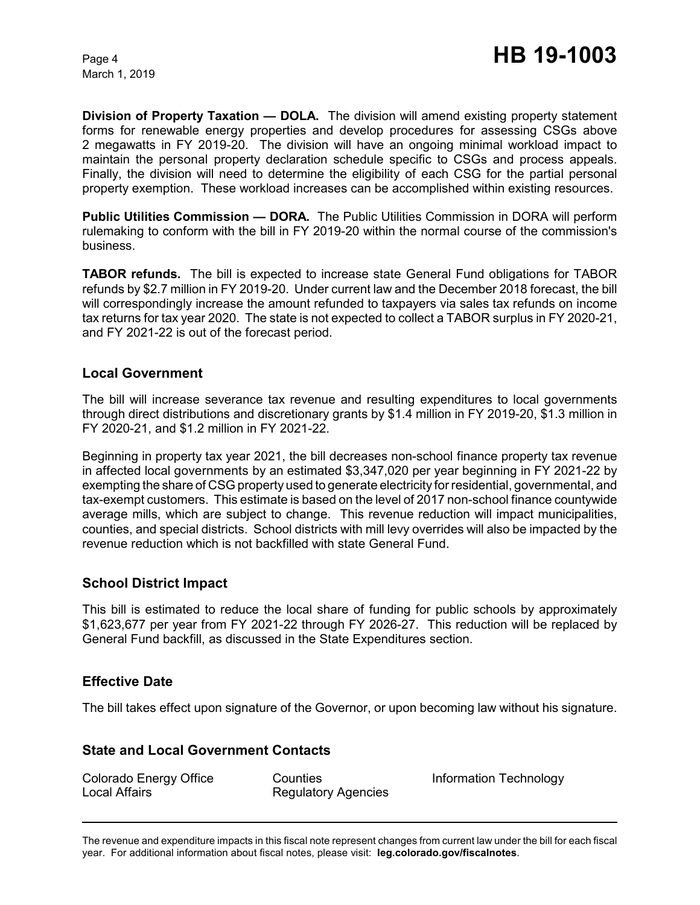**Division of Property Taxation — DOLA.** The division will amend existing property statement forms for renewable energy properties and develop procedures for assessing CSGs above 2 megawatts in FY 2019-20. The division will have an ongoing minimal workload impact to maintain the personal property declaration schedule specific to CSGs and process appeals. Finally, the division will need to determine the eligibility of each CSG for the partial personal property exemption. These workload increases can be accomplished within existing resources.

**Public Utilities Commission — DORA.** The Public Utilities Commission in DORA will perform rulemaking to conform with the bill in FY 2019-20 within the normal course of the commission's business.

**TABOR refunds.** The bill is expected to increase state General Fund obligations for TABOR refunds by $2.7 million in FY 2019-20. Under current law and the December 2018 forecast, the bill will correspondingly increase the amount refunded to taxpayers via sales tax refunds on income tax returns for tax year 2020. The state is not expected to collect a TABOR surplus in FY 2020-21, and FY 2021-22 is out of the forecast period.

## Local Government

The bill will increase severance tax revenue and resulting expenditures to local governments through direct distributions and discretionary grants by $1.4 million in FY 2019-20, $1.3 million in FY 2020-21, and $1.2 million in FY 2021-22.

Beginning in property tax year 2021, the bill decreases non-school finance property tax revenue in affected local governments by an estimated $3,347,020 per year beginning in FY 2021-22 by exempting the share of CSG property used to generate electricity for residential, governmental, and tax-exempt customers. This estimate is based on the level of 2017 non-school finance countywide average mills, which are subject to change. This revenue reduction will impact municipalities, counties, and special districts. School districts with mill levy overrides will also be impacted by the revenue reduction which is not backfilled with state General Fund.

## School District Impact

This bill is estimated to reduce the local share of funding for public schools by approximately $1,623,677 per year from FY 2021-22 through FY 2026-27. This reduction will be replaced by General Fund backfill, as discussed in the State Expenditures section.

## Effective Date

The bill takes effect upon signature of the Governor, or upon becoming law without his signature.

## State and Local Government Contacts

| | | |
|---|---|---|
| Colorado Energy Office | Counties | Information Technology |
| Local Affairs | Regulatory Agencies | |

The revenue and expenditure impacts in this fiscal note represent changes from current law under the bill for each fiscal year. For additional information about fiscal notes, please visit: **leg.colorado.gov/fiscalnotes**.